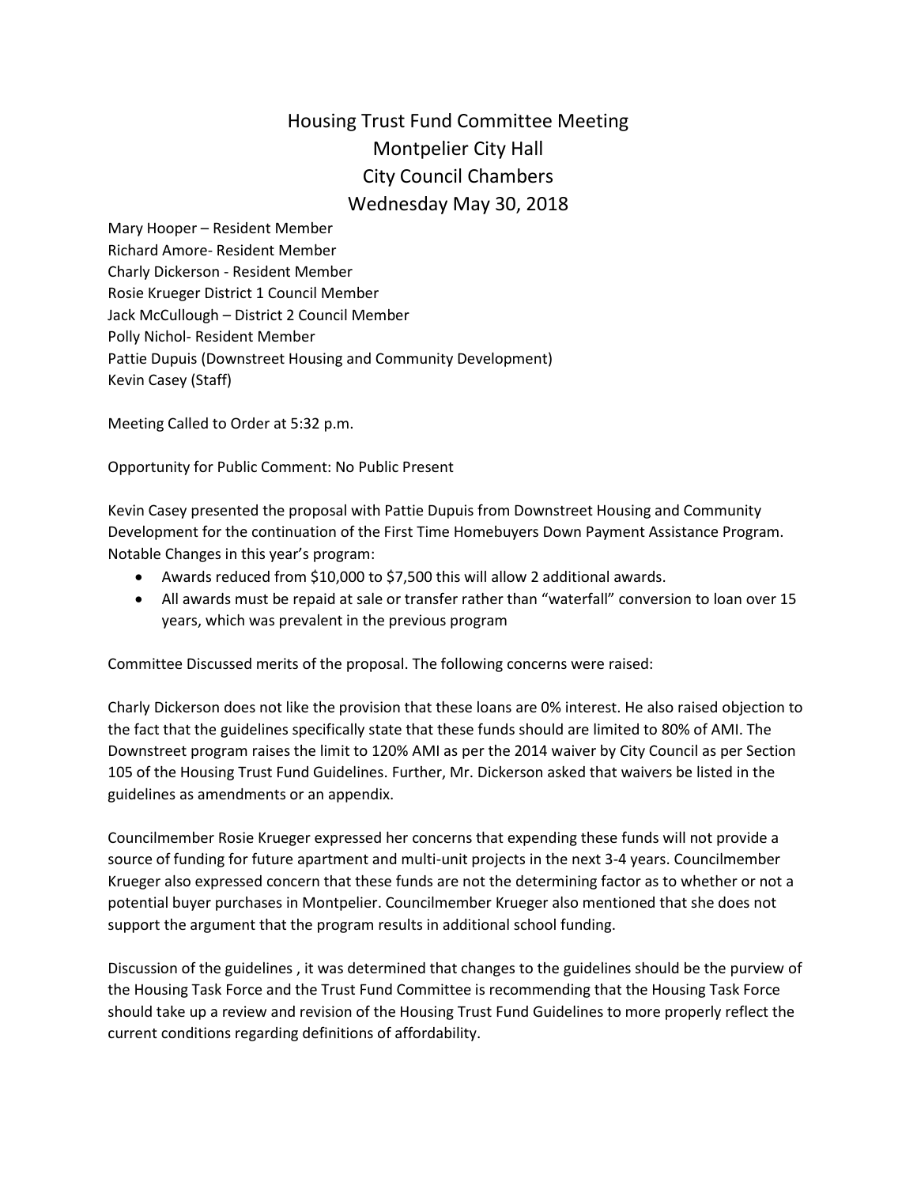# Housing Trust Fund Committee Meeting
## Montpelier City Hall
## City Council Chambers
## Wednesday May 30, 2018

Mary Hooper – Resident Member
Richard Amore- Resident Member
Charly Dickerson - Resident Member
Rosie Krueger District 1 Council Member
Jack McCullough – District 2 Council Member
Polly Nichol- Resident Member
Pattie Dupuis (Downstreet Housing and Community Development)
Kevin Casey (Staff)

Meeting Called to Order at 5:32 p.m.

Opportunity for Public Comment: No Public Present

Kevin Casey presented the proposal with Pattie Dupuis from Downstreet Housing and Community Development for the continuation of the First Time Homebuyers Down Payment Assistance Program. Notable Changes in this year's program:

- Awards reduced from $10,000 to $7,500 this will allow 2 additional awards.
- All awards must be repaid at sale or transfer rather than "waterfall" conversion to loan over 15 years, which was prevalent in the previous program

Committee Discussed merits of the proposal. The following concerns were raised:

Charly Dickerson does not like the provision that these loans are 0% interest. He also raised objection to the fact that the guidelines specifically state that these funds should are limited to 80% of AMI. The Downstreet program raises the limit to 120% AMI as per the 2014 waiver by City Council as per Section 105 of the Housing Trust Fund Guidelines. Further, Mr. Dickerson asked that waivers be listed in the guidelines as amendments or an appendix.

Councilmember Rosie Krueger expressed her concerns that expending these funds will not provide a source of funding for future apartment and multi-unit projects in the next 3-4 years. Councilmember Krueger also expressed concern that these funds are not the determining factor as to whether or not a potential buyer purchases in Montpelier. Councilmember Krueger also mentioned that she does not support the argument that the program results in additional school funding.

Discussion of the guidelines , it was determined that changes to the guidelines should be the purview of the Housing Task Force and the Trust Fund Committee is recommending that the Housing Task Force should take up a review and revision of the Housing Trust Fund Guidelines to more properly reflect the current conditions regarding definitions of affordability.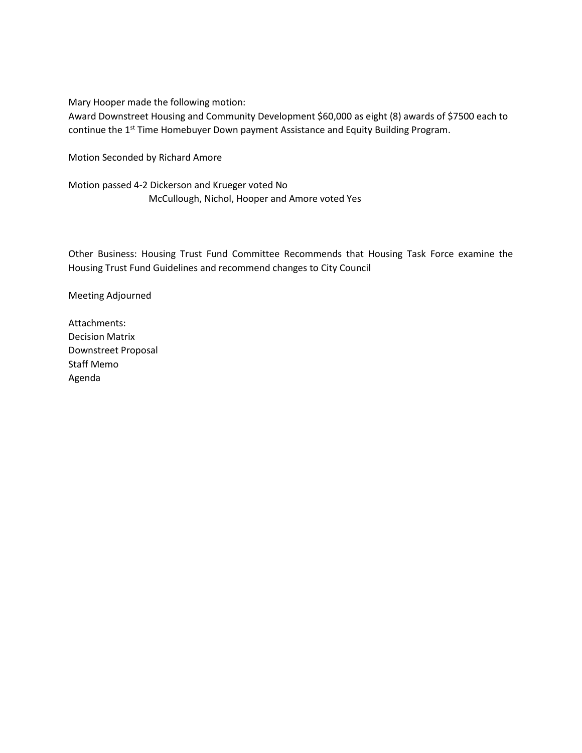Mary Hooper made the following motion:
Award Downstreet Housing and Community Development $60,000 as eight (8) awards of $7500 each to continue the 1st Time Homebuyer Down payment Assistance and Equity Building Program.

Motion Seconded by Richard Amore

Motion passed 4-2 Dickerson and Krueger voted No
McCullough, Nichol, Hooper and Amore voted Yes

Other Business: Housing Trust Fund Committee Recommends that Housing Task Force examine the Housing Trust Fund Guidelines and recommend changes to City Council

Meeting Adjourned

Attachments:
Decision Matrix
Downstreet Proposal
Staff Memo
Agenda